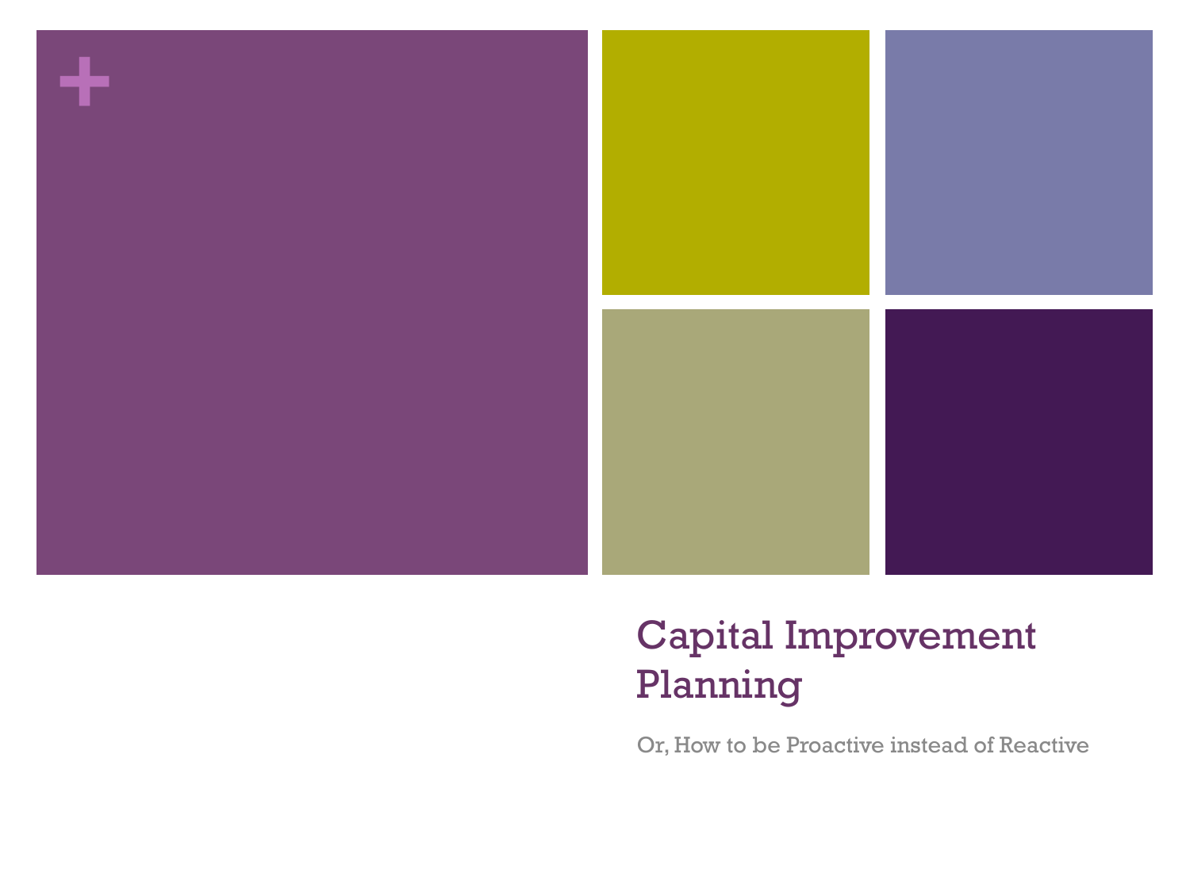# Capital Improvement Planning

Or, How to be Proactive instead of Reactive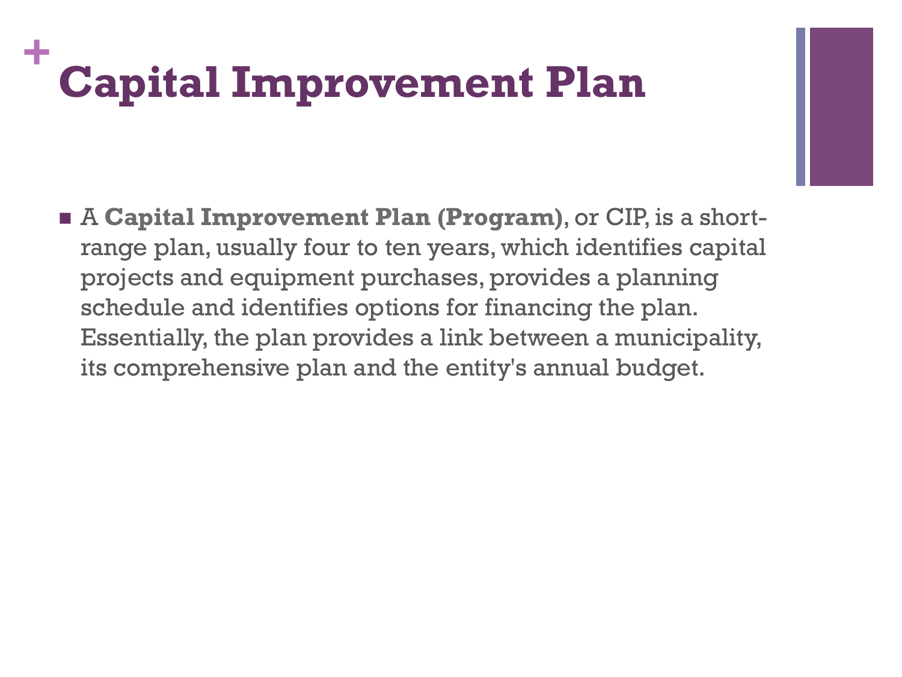# Capital Improvement Plan

- A **Capital Improvement Plan (Program)**, or CIP, is a short-range plan, usually four to ten years, which identifies capital projects and equipment purchases, provides a planning schedule and identifies options for financing the plan. Essentially, the plan provides a link between a municipality, its comprehensive plan and the entity's annual budget.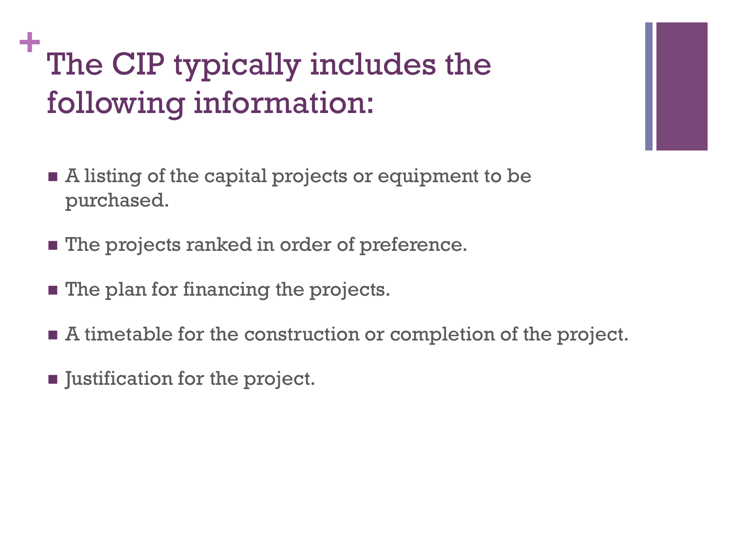# The CIP typically includes the following information:

- A listing of the capital projects or equipment to be purchased.
- The projects ranked in order of preference.
- The plan for financing the projects.
- A timetable for the construction or completion of the project.
- Justification for the project.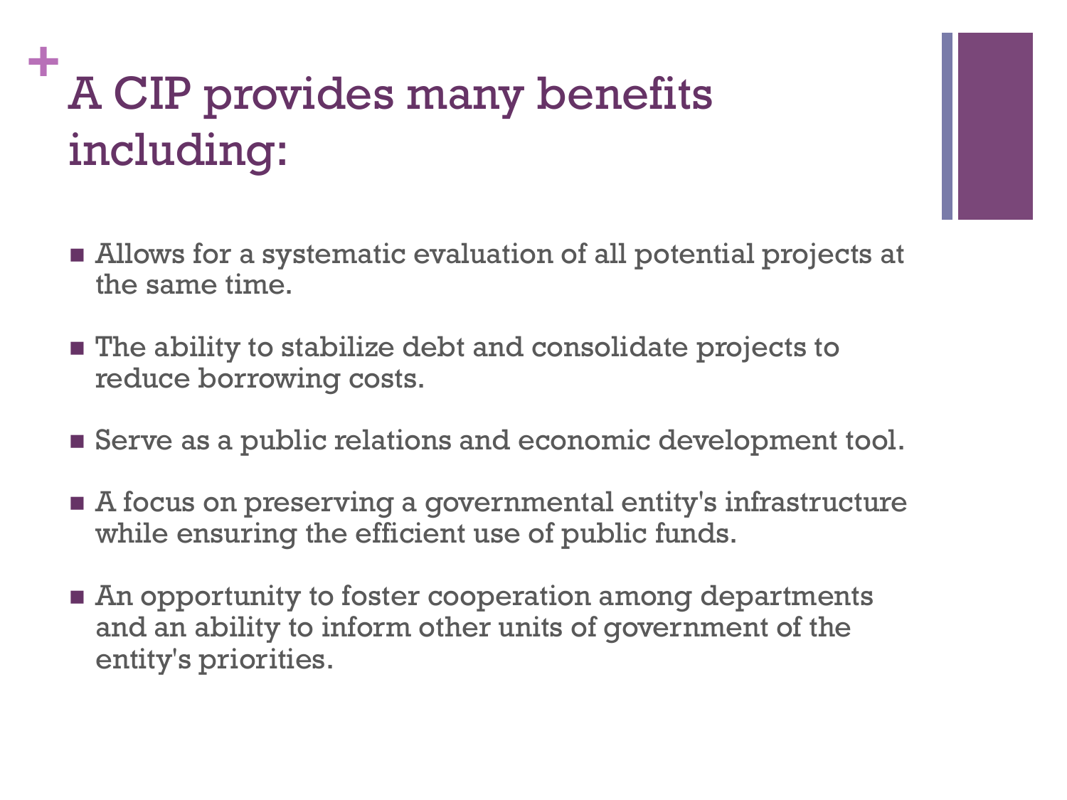# A CIP provides many benefits including:

- Allows for a systematic evaluation of all potential projects at the same time.
- The ability to stabilize debt and consolidate projects to reduce borrowing costs.
- Serve as a public relations and economic development tool.
- A focus on preserving a governmental entity's infrastructure while ensuring the efficient use of public funds.
- An opportunity to foster cooperation among departments and an ability to inform other units of government of the entity's priorities.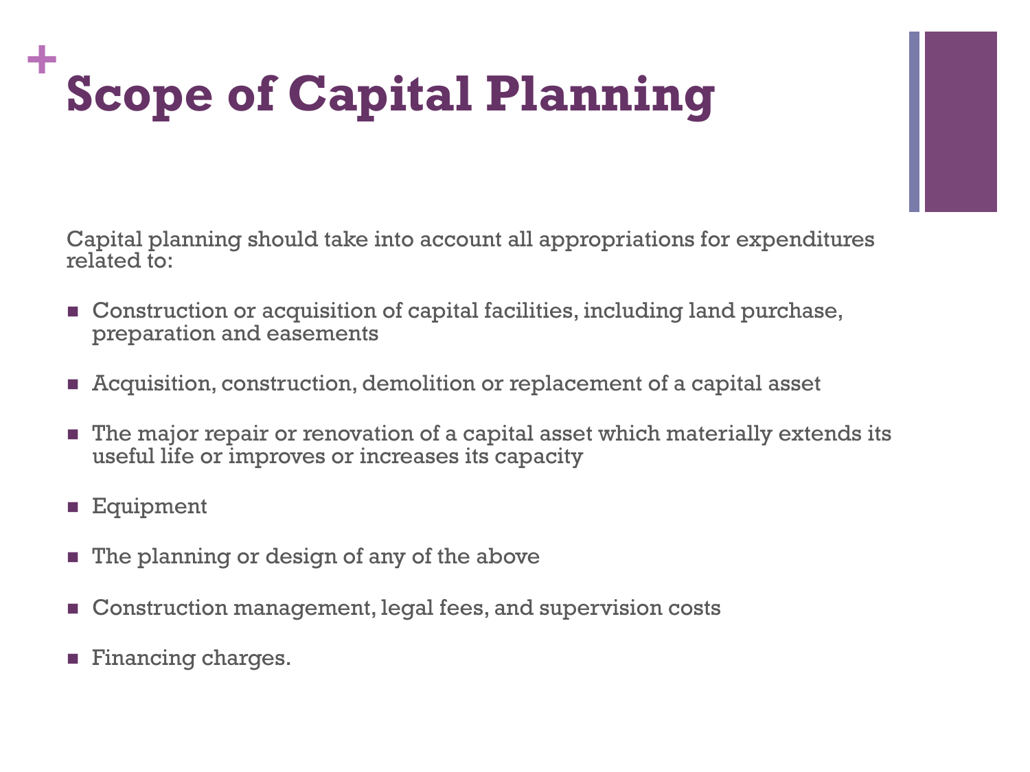# Scope of Capital Planning

Capital planning should take into account all appropriations for expenditures related to:

- Construction or acquisition of capital facilities, including land purchase, preparation and easements
- Acquisition, construction, demolition or replacement of a capital asset
- The major repair or renovation of a capital asset which materially extends its useful life or improves or increases its capacity
- Equipment
- The planning or design of any of the above
- Construction management, legal fees, and supervision costs
- Financing charges.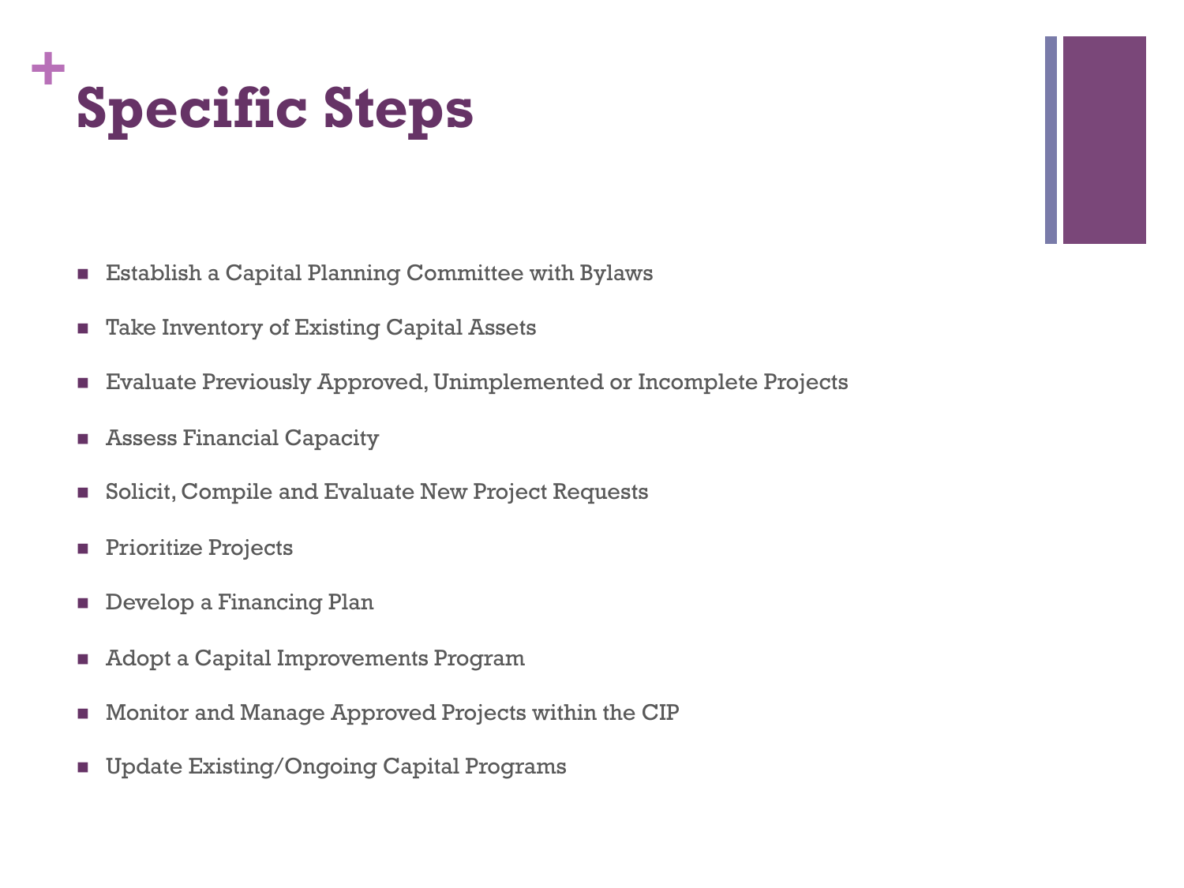# Specific Steps

- Establish a Capital Planning Committee with Bylaws
- Take Inventory of Existing Capital Assets
- Evaluate Previously Approved, Unimplemented or Incomplete Projects
- Assess Financial Capacity
- Solicit, Compile and Evaluate New Project Requests
- Prioritize Projects
- Develop a Financing Plan
- Adopt a Capital Improvements Program
- Monitor and Manage Approved Projects within the CIP
- Update Existing/Ongoing Capital Programs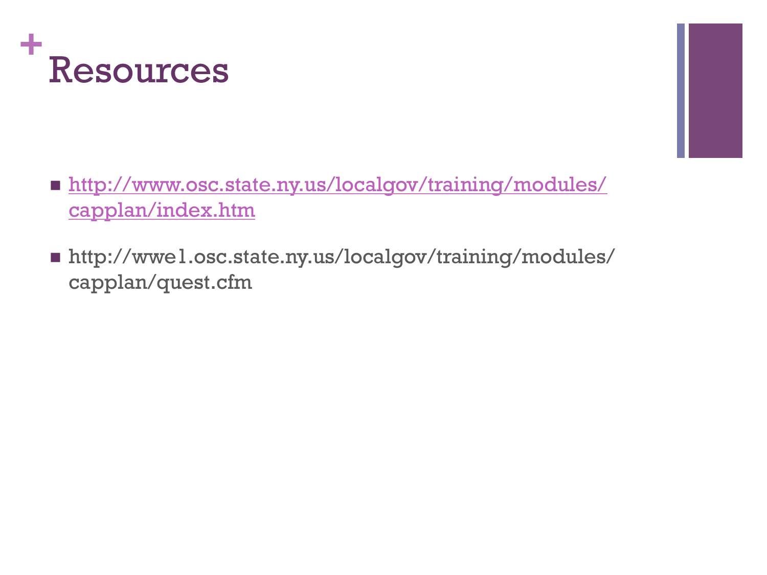# Resources

- [http://www.osc.state.ny.us/localgov/training/modules/capplan/index.htm](http://www.osc.state.ny.us/localgov/training/modules/capplan/index.htm)
- http://wwe1.osc.state.ny.us/localgov/training/modules/capplan/quest.cfm